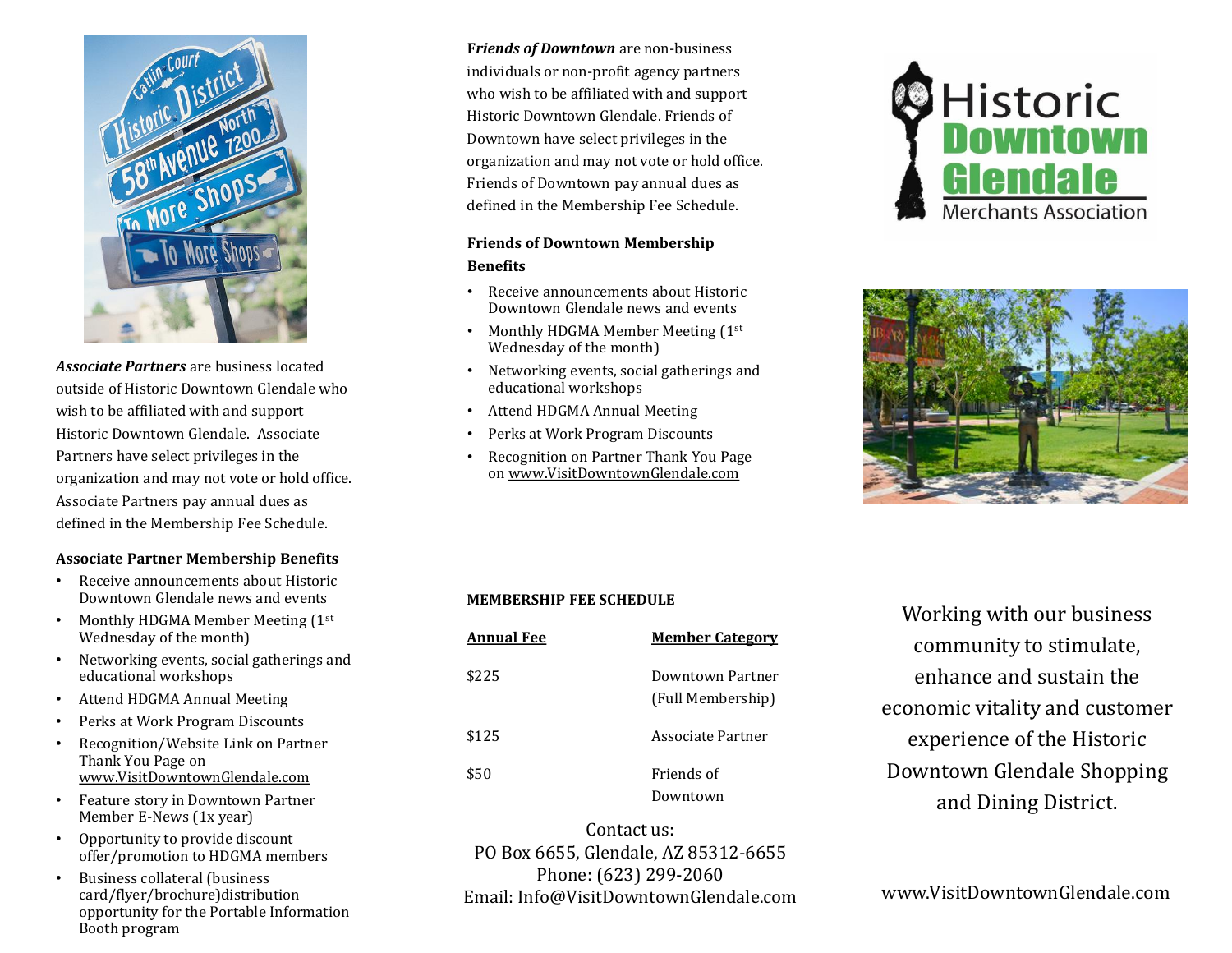***Associate Partners*** are business located outside of Historic Downtown Glendale who wish to be affiliated with and support Historic Downtown Glendale. Associate Partners have select privileges in the organization and may not vote or hold office. Associate Partners pay annual dues as defined in the Membership Fee Schedule.

**Associate Partner Membership Benefits**

- Receive announcements about Historic Downtown Glendale news and events
- Monthly HDGMA Member Meeting (1st Wednesday of the month)
- Networking events, social gatherings and educational workshops
- Attend HDGMA Annual Meeting
- Perks at Work Program Discounts
- Recognition/Website Link on Partner Thank You Page on www.VisitDowntownGlendale.com
- Feature story in Downtown Partner Member E-News (1x year)
- Opportunity to provide discount offer/promotion to HDGMA members
- Business collateral (business card/flyer/brochure)distribution opportunity for the Portable Information Booth program

***Friends of Downtown*** are non-business individuals or non-profit agency partners who wish to be affiliated with and support Historic Downtown Glendale. Friends of Downtown have select privileges in the organization and may not vote or hold office. Friends of Downtown pay annual dues as defined in the Membership Fee Schedule.

**Friends of Downtown Membership Benefits**

- Receive announcements about Historic Downtown Glendale news and events
- Monthly HDGMA Member Meeting (1st Wednesday of the month)
- Networking events, social gatherings and educational workshops
- Attend HDGMA Annual Meeting
- Perks at Work Program Discounts
- Recognition on Partner Thank You Page on www.VisitDowntownGlendale.com

**MEMBERSHIP FEE SCHEDULE**

| Annual Fee | Member Category |
|---|---|
| $225 | Downtown Partner (Full Membership) |
| $125 | Associate Partner |
| $50 | Friends of Downtown |

Contact us:
PO Box 6655, Glendale, AZ 85312-6655
Phone: (623) 299-2060
Email: Info@VisitDowntownGlendale.com

# Historic Downtown Glendale Merchants Association

Working with our business community to stimulate, enhance and sustain the economic vitality and customer experience of the Historic Downtown Glendale Shopping and Dining District.

www.VisitDowntownGlendale.com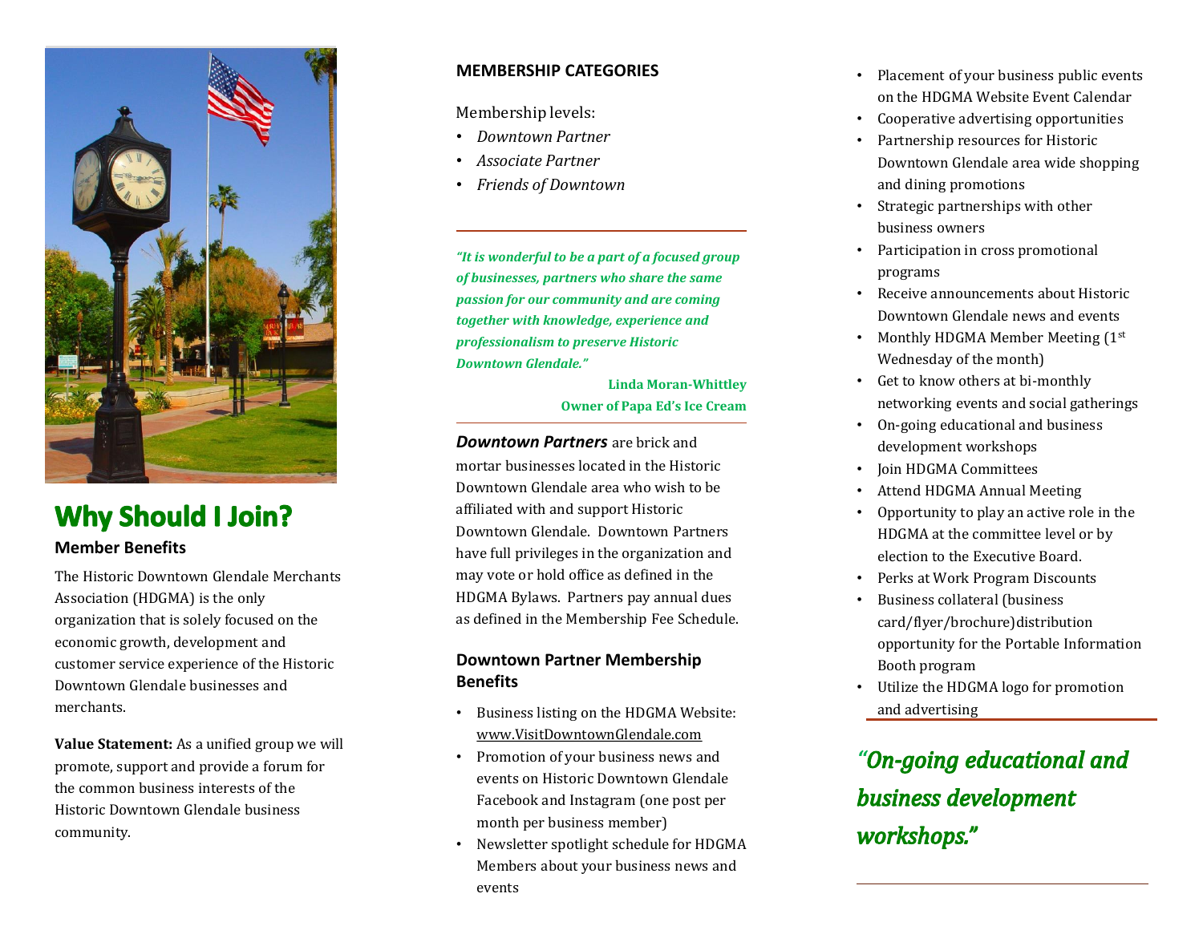## Why Should I Join?

### Member Benefits

The Historic Downtown Glendale Merchants Association (HDGMA) is the only organization that is solely focused on the economic growth, development and customer service experience of the Historic Downtown Glendale businesses and merchants.

**Value Statement:** As a unified group we will promote, support and provide a forum for the common business interests of the Historic Downtown Glendale business community.

### MEMBERSHIP CATEGORIES

Membership levels:

- *Downtown Partner*
- *Associate Partner*
- *Friends of Downtown*

***"It is wonderful to be a part of a focused group of businesses, partners who share the same passion for our community and are coming together with knowledge, experience and professionalism to preserve Historic Downtown Glendale."***

**Linda Moran-Whittley**
**Owner of Papa Ed's Ice Cream**

***Downtown Partners*** are brick and mortar businesses located in the Historic Downtown Glendale area who wish to be affiliated with and support Historic Downtown Glendale. Downtown Partners have full privileges in the organization and may vote or hold office as defined in the HDGMA Bylaws. Partners pay annual dues as defined in the Membership Fee Schedule.

### Downtown Partner Membership Benefits

- Business listing on the HDGMA Website: www.VisitDowntownGlendale.com
- Promotion of your business news and events on Historic Downtown Glendale Facebook and Instagram (one post per month per business member)
- Newsletter spotlight schedule for HDGMA Members about your business news and events
- Placement of your business public events on the HDGMA Website Event Calendar
- Cooperative advertising opportunities
- Partnership resources for Historic Downtown Glendale area wide shopping and dining promotions
- Strategic partnerships with other business owners
- Participation in cross promotional programs
- Receive announcements about Historic Downtown Glendale news and events
- Monthly HDGMA Member Meeting (1st Wednesday of the month)
- Get to know others at bi-monthly networking events and social gatherings
- On-going educational and business development workshops
- Join HDGMA Committees
- Attend HDGMA Annual Meeting
- Opportunity to play an active role in the HDGMA at the committee level or by election to the Executive Board.
- Perks at Work Program Discounts
- Business collateral (business card/flyer/brochure) distribution opportunity for the Portable Information Booth program
- Utilize the HDGMA logo for promotion and advertising

***"On-going educational and business development workshops."***